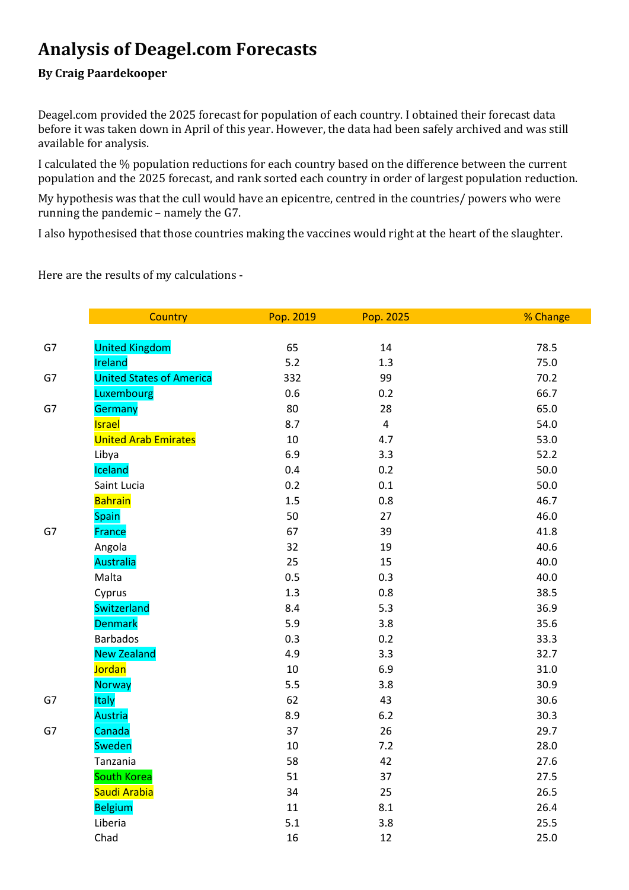# Analysis of Deagel.com Forecasts

**By Craig Paardekooper**

Deagel.com provided the 2025 forecast for population of each country. I obtained their forecast data before it was taken down in April of this year. However, the data had been safely archived and was still available for analysis.

I calculated the % population reductions for each country based on the difference between the current population and the 2025 forecast, and rank sorted each country in order of largest population reduction.

My hypothesis was that the cull would have an epicentre, centred in the countries/ powers who were running the pandemic – namely the G7.

I also hypothesised that those countries making the vaccines would right at the heart of the slaughter.

Here are the results of my calculations -

| | Country | Pop. 2019 | Pop. 2025 | % Change |
|---|---|---|---|---|
| G7 | United Kingdom | 65 | 14 | 78.5 |
| | Ireland | 5.2 | 1.3 | 75.0 |
| G7 | United States of America | 332 | 99 | 70.2 |
| | Luxembourg | 0.6 | 0.2 | 66.7 |
| G7 | Germany | 80 | 28 | 65.0 |
| | Israel | 8.7 | 4 | 54.0 |
| | United Arab Emirates | 10 | 4.7 | 53.0 |
| | Libya | 6.9 | 3.3 | 52.2 |
| | Iceland | 0.4 | 0.2 | 50.0 |
| | Saint Lucia | 0.2 | 0.1 | 50.0 |
| | Bahrain | 1.5 | 0.8 | 46.7 |
| | Spain | 50 | 27 | 46.0 |
| G7 | France | 67 | 39 | 41.8 |
| | Angola | 32 | 19 | 40.6 |
| | Australia | 25 | 15 | 40.0 |
| | Malta | 0.5 | 0.3 | 40.0 |
| | Cyprus | 1.3 | 0.8 | 38.5 |
| | Switzerland | 8.4 | 5.3 | 36.9 |
| | Denmark | 5.9 | 3.8 | 35.6 |
| | Barbados | 0.3 | 0.2 | 33.3 |
| | New Zealand | 4.9 | 3.3 | 32.7 |
| | Jordan | 10 | 6.9 | 31.0 |
| | Norway | 5.5 | 3.8 | 30.9 |
| G7 | Italy | 62 | 43 | 30.6 |
| | Austria | 8.9 | 6.2 | 30.3 |
| G7 | Canada | 37 | 26 | 29.7 |
| | Sweden | 10 | 7.2 | 28.0 |
| | Tanzania | 58 | 42 | 27.6 |
| | South Korea | 51 | 37 | 27.5 |
| | Saudi Arabia | 34 | 25 | 26.5 |
| | Belgium | 11 | 8.1 | 26.4 |
| | Liberia | 5.1 | 3.8 | 25.5 |
| | Chad | 16 | 12 | 25.0 |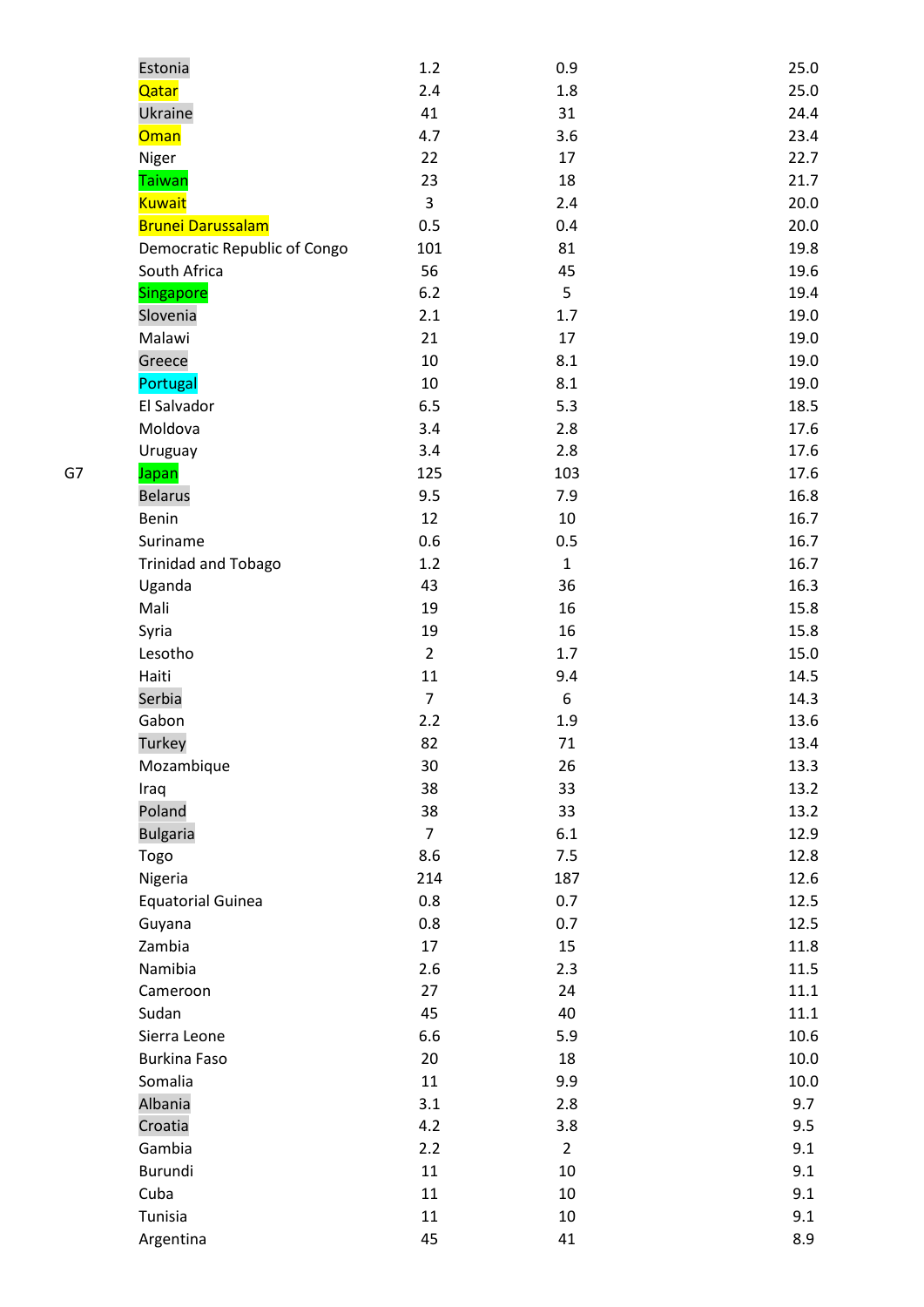| | | | | |
|---|---|---|---|---|
| | Estonia | 1.2 | 0.9 | 25.0 |
| | Qatar | 2.4 | 1.8 | 25.0 |
| | Ukraine | 41 | 31 | 24.4 |
| | Oman | 4.7 | 3.6 | 23.4 |
| | Niger | 22 | 17 | 22.7 |
| | Taiwan | 23 | 18 | 21.7 |
| | Kuwait | 3 | 2.4 | 20.0 |
| | Brunei Darussalam | 0.5 | 0.4 | 20.0 |
| | Democratic Republic of Congo | 101 | 81 | 19.8 |
| | South Africa | 56 | 45 | 19.6 |
| | Singapore | 6.2 | 5 | 19.4 |
| | Slovenia | 2.1 | 1.7 | 19.0 |
| | Malawi | 21 | 17 | 19.0 |
| | Greece | 10 | 8.1 | 19.0 |
| | Portugal | 10 | 8.1 | 19.0 |
| | El Salvador | 6.5 | 5.3 | 18.5 |
| | Moldova | 3.4 | 2.8 | 17.6 |
| | Uruguay | 3.4 | 2.8 | 17.6 |
| G7 | Japan | 125 | 103 | 17.6 |
| | Belarus | 9.5 | 7.9 | 16.8 |
| | Benin | 12 | 10 | 16.7 |
| | Suriname | 0.6 | 0.5 | 16.7 |
| | Trinidad and Tobago | 1.2 | 1 | 16.7 |
| | Uganda | 43 | 36 | 16.3 |
| | Mali | 19 | 16 | 15.8 |
| | Syria | 19 | 16 | 15.8 |
| | Lesotho | 2 | 1.7 | 15.0 |
| | Haiti | 11 | 9.4 | 14.5 |
| | Serbia | 7 | 6 | 14.3 |
| | Gabon | 2.2 | 1.9 | 13.6 |
| | Turkey | 82 | 71 | 13.4 |
| | Mozambique | 30 | 26 | 13.3 |
| | Iraq | 38 | 33 | 13.2 |
| | Poland | 38 | 33 | 13.2 |
| | Bulgaria | 7 | 6.1 | 12.9 |
| | Togo | 8.6 | 7.5 | 12.8 |
| | Nigeria | 214 | 187 | 12.6 |
| | Equatorial Guinea | 0.8 | 0.7 | 12.5 |
| | Guyana | 0.8 | 0.7 | 12.5 |
| | Zambia | 17 | 15 | 11.8 |
| | Namibia | 2.6 | 2.3 | 11.5 |
| | Cameroon | 27 | 24 | 11.1 |
| | Sudan | 45 | 40 | 11.1 |
| | Sierra Leone | 6.6 | 5.9 | 10.6 |
| | Burkina Faso | 20 | 18 | 10.0 |
| | Somalia | 11 | 9.9 | 10.0 |
| | Albania | 3.1 | 2.8 | 9.7 |
| | Croatia | 4.2 | 3.8 | 9.5 |
| | Gambia | 2.2 | 2 | 9.1 |
| | Burundi | 11 | 10 | 9.1 |
| | Cuba | 11 | 10 | 9.1 |
| | Tunisia | 11 | 10 | 9.1 |
| | Argentina | 45 | 41 | 8.9 |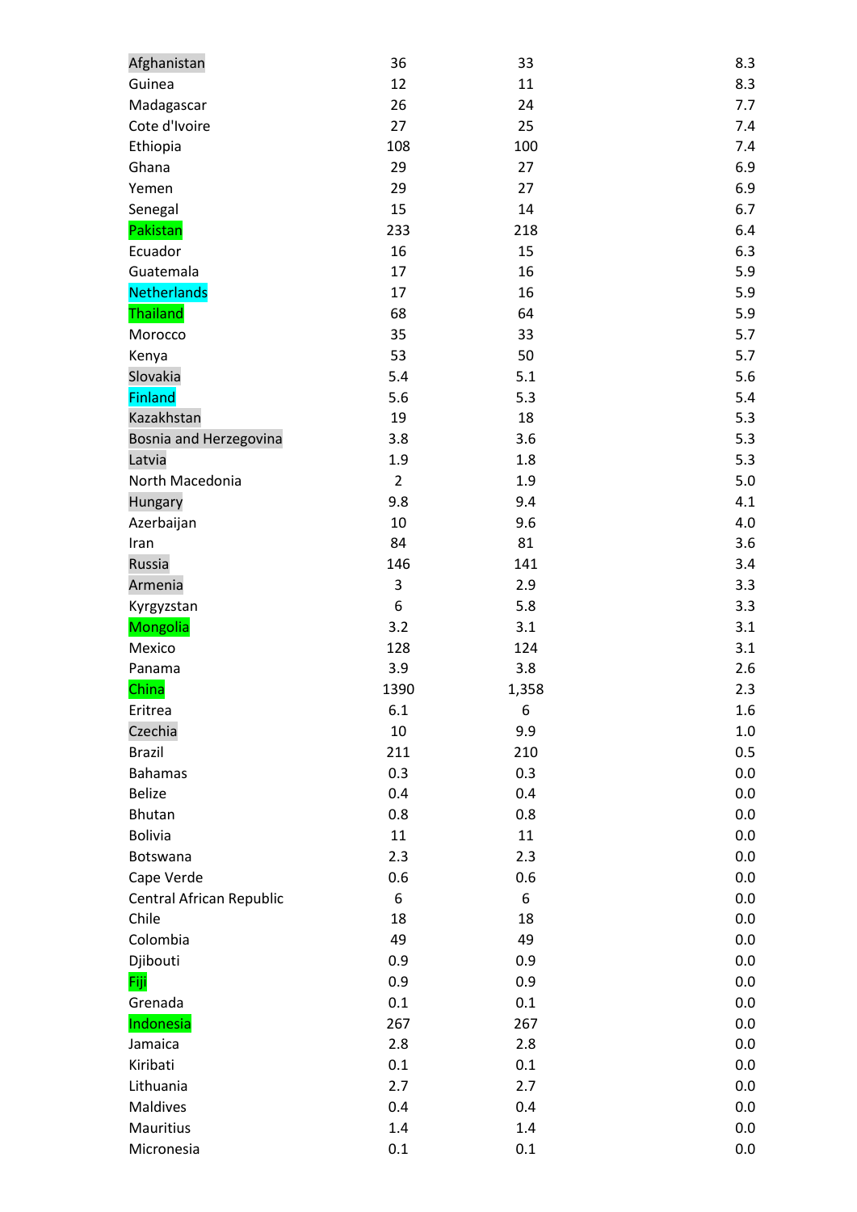| | | | |
|---|---|---|---|
| Afghanistan | 36 | 33 | 8.3 |
| Guinea | 12 | 11 | 8.3 |
| Madagascar | 26 | 24 | 7.7 |
| Cote d'Ivoire | 27 | 25 | 7.4 |
| Ethiopia | 108 | 100 | 7.4 |
| Ghana | 29 | 27 | 6.9 |
| Yemen | 29 | 27 | 6.9 |
| Senegal | 15 | 14 | 6.7 |
| Pakistan | 233 | 218 | 6.4 |
| Ecuador | 16 | 15 | 6.3 |
| Guatemala | 17 | 16 | 5.9 |
| Netherlands | 17 | 16 | 5.9 |
| Thailand | 68 | 64 | 5.9 |
| Morocco | 35 | 33 | 5.7 |
| Kenya | 53 | 50 | 5.7 |
| Slovakia | 5.4 | 5.1 | 5.6 |
| Finland | 5.6 | 5.3 | 5.4 |
| Kazakhstan | 19 | 18 | 5.3 |
| Bosnia and Herzegovina | 3.8 | 3.6 | 5.3 |
| Latvia | 1.9 | 1.8 | 5.3 |
| North Macedonia | 2 | 1.9 | 5.0 |
| Hungary | 9.8 | 9.4 | 4.1 |
| Azerbaijan | 10 | 9.6 | 4.0 |
| Iran | 84 | 81 | 3.6 |
| Russia | 146 | 141 | 3.4 |
| Armenia | 3 | 2.9 | 3.3 |
| Kyrgyzstan | 6 | 5.8 | 3.3 |
| Mongolia | 3.2 | 3.1 | 3.1 |
| Mexico | 128 | 124 | 3.1 |
| Panama | 3.9 | 3.8 | 2.6 |
| China | 1390 | 1,358 | 2.3 |
| Eritrea | 6.1 | 6 | 1.6 |
| Czechia | 10 | 9.9 | 1.0 |
| Brazil | 211 | 210 | 0.5 |
| Bahamas | 0.3 | 0.3 | 0.0 |
| Belize | 0.4 | 0.4 | 0.0 |
| Bhutan | 0.8 | 0.8 | 0.0 |
| Bolivia | 11 | 11 | 0.0 |
| Botswana | 2.3 | 2.3 | 0.0 |
| Cape Verde | 0.6 | 0.6 | 0.0 |
| Central African Republic | 6 | 6 | 0.0 |
| Chile | 18 | 18 | 0.0 |
| Colombia | 49 | 49 | 0.0 |
| Djibouti | 0.9 | 0.9 | 0.0 |
| Fiji | 0.9 | 0.9 | 0.0 |
| Grenada | 0.1 | 0.1 | 0.0 |
| Indonesia | 267 | 267 | 0.0 |
| Jamaica | 2.8 | 2.8 | 0.0 |
| Kiribati | 0.1 | 0.1 | 0.0 |
| Lithuania | 2.7 | 2.7 | 0.0 |
| Maldives | 0.4 | 0.4 | 0.0 |
| Mauritius | 1.4 | 1.4 | 0.0 |
| Micronesia | 0.1 | 0.1 | 0.0 |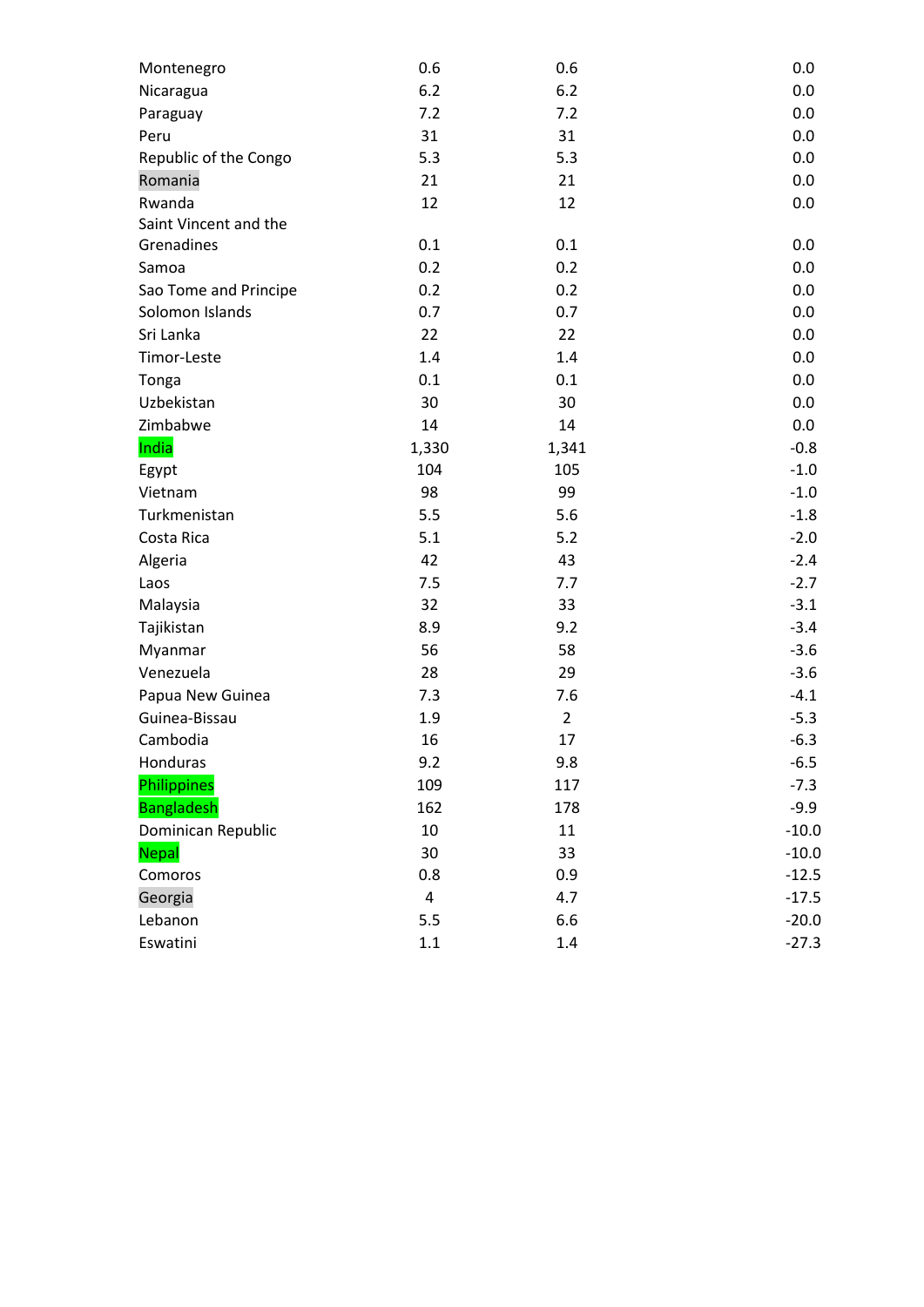| | | | |
|---|---|---|---|
| Montenegro | 0.6 | 0.6 | 0.0 |
| Nicaragua | 6.2 | 6.2 | 0.0 |
| Paraguay | 7.2 | 7.2 | 0.0 |
| Peru | 31 | 31 | 0.0 |
| Republic of the Congo | 5.3 | 5.3 | 0.0 |
| Romania | 21 | 21 | 0.0 |
| Rwanda | 12 | 12 | 0.0 |
| Saint Vincent and the Grenadines | 0.1 | 0.1 | 0.0 |
| Samoa | 0.2 | 0.2 | 0.0 |
| Sao Tome and Principe | 0.2 | 0.2 | 0.0 |
| Solomon Islands | 0.7 | 0.7 | 0.0 |
| Sri Lanka | 22 | 22 | 0.0 |
| Timor-Leste | 1.4 | 1.4 | 0.0 |
| Tonga | 0.1 | 0.1 | 0.0 |
| Uzbekistan | 30 | 30 | 0.0 |
| Zimbabwe | 14 | 14 | 0.0 |
| India | 1,330 | 1,341 | -0.8 |
| Egypt | 104 | 105 | -1.0 |
| Vietnam | 98 | 99 | -1.0 |
| Turkmenistan | 5.5 | 5.6 | -1.8 |
| Costa Rica | 5.1 | 5.2 | -2.0 |
| Algeria | 42 | 43 | -2.4 |
| Laos | 7.5 | 7.7 | -2.7 |
| Malaysia | 32 | 33 | -3.1 |
| Tajikistan | 8.9 | 9.2 | -3.4 |
| Myanmar | 56 | 58 | -3.6 |
| Venezuela | 28 | 29 | -3.6 |
| Papua New Guinea | 7.3 | 7.6 | -4.1 |
| Guinea-Bissau | 1.9 | 2 | -5.3 |
| Cambodia | 16 | 17 | -6.3 |
| Honduras | 9.2 | 9.8 | -6.5 |
| Philippines | 109 | 117 | -7.3 |
| Bangladesh | 162 | 178 | -9.9 |
| Dominican Republic | 10 | 11 | -10.0 |
| Nepal | 30 | 33 | -10.0 |
| Comoros | 0.8 | 0.9 | -12.5 |
| Georgia | 4 | 4.7 | -17.5 |
| Lebanon | 5.5 | 6.6 | -20.0 |
| Eswatini | 1.1 | 1.4 | -27.3 |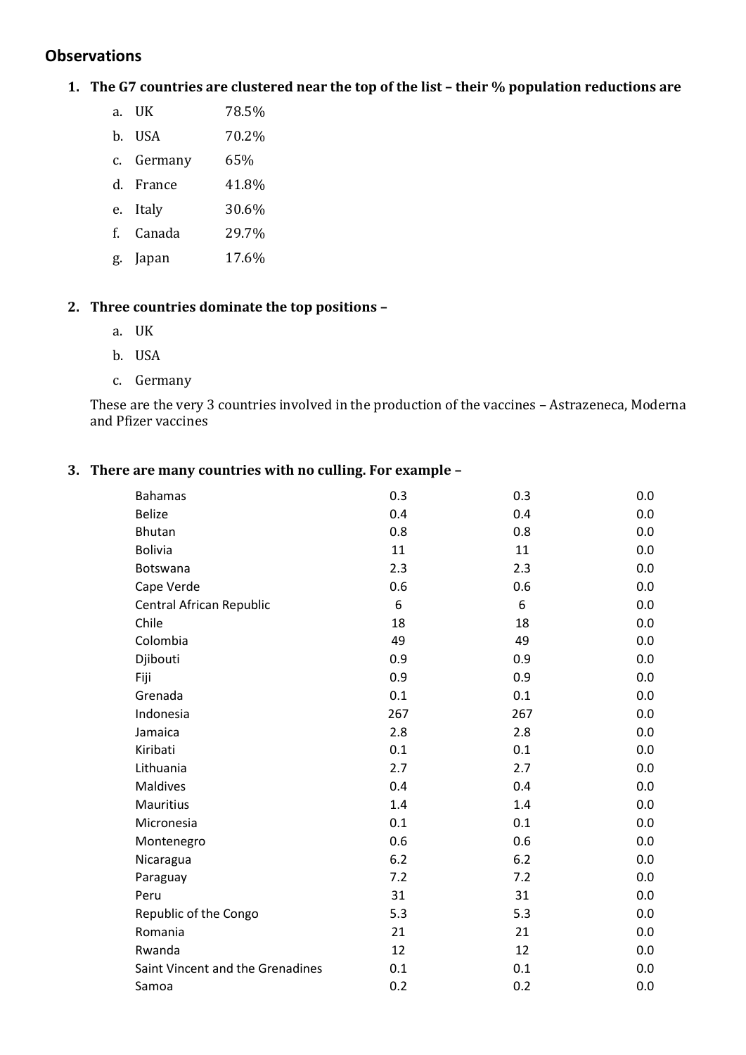## Observations

1. **The G7 countries are clustered near the top of the list – their % population reductions are**
   a. UK 78.5%
   b. USA 70.2%
   c. Germany 65%
   d. France 41.8%
   e. Italy 30.6%
   f. Canada 29.7%
   g. Japan 17.6%

2. **Three countries dominate the top positions –**
   a. UK
   b. USA
   c. Germany

   These are the very 3 countries involved in the production of the vaccines – Astrazeneca, Moderna and Pfizer vaccines

3. **There are many countries with no culling. For example –**

| | | | |
|---|---|---|---|
| Bahamas | 0.3 | 0.3 | 0.0 |
| Belize | 0.4 | 0.4 | 0.0 |
| Bhutan | 0.8 | 0.8 | 0.0 |
| Bolivia | 11 | 11 | 0.0 |
| Botswana | 2.3 | 2.3 | 0.0 |
| Cape Verde | 0.6 | 0.6 | 0.0 |
| Central African Republic | 6 | 6 | 0.0 |
| Chile | 18 | 18 | 0.0 |
| Colombia | 49 | 49 | 0.0 |
| Djibouti | 0.9 | 0.9 | 0.0 |
| Fiji | 0.9 | 0.9 | 0.0 |
| Grenada | 0.1 | 0.1 | 0.0 |
| Indonesia | 267 | 267 | 0.0 |
| Jamaica | 2.8 | 2.8 | 0.0 |
| Kiribati | 0.1 | 0.1 | 0.0 |
| Lithuania | 2.7 | 2.7 | 0.0 |
| Maldives | 0.4 | 0.4 | 0.0 |
| Mauritius | 1.4 | 1.4 | 0.0 |
| Micronesia | 0.1 | 0.1 | 0.0 |
| Montenegro | 0.6 | 0.6 | 0.0 |
| Nicaragua | 6.2 | 6.2 | 0.0 |
| Paraguay | 7.2 | 7.2 | 0.0 |
| Peru | 31 | 31 | 0.0 |
| Republic of the Congo | 5.3 | 5.3 | 0.0 |
| Romania | 21 | 21 | 0.0 |
| Rwanda | 12 | 12 | 0.0 |
| Saint Vincent and the Grenadines | 0.1 | 0.1 | 0.0 |
| Samoa | 0.2 | 0.2 | 0.0 |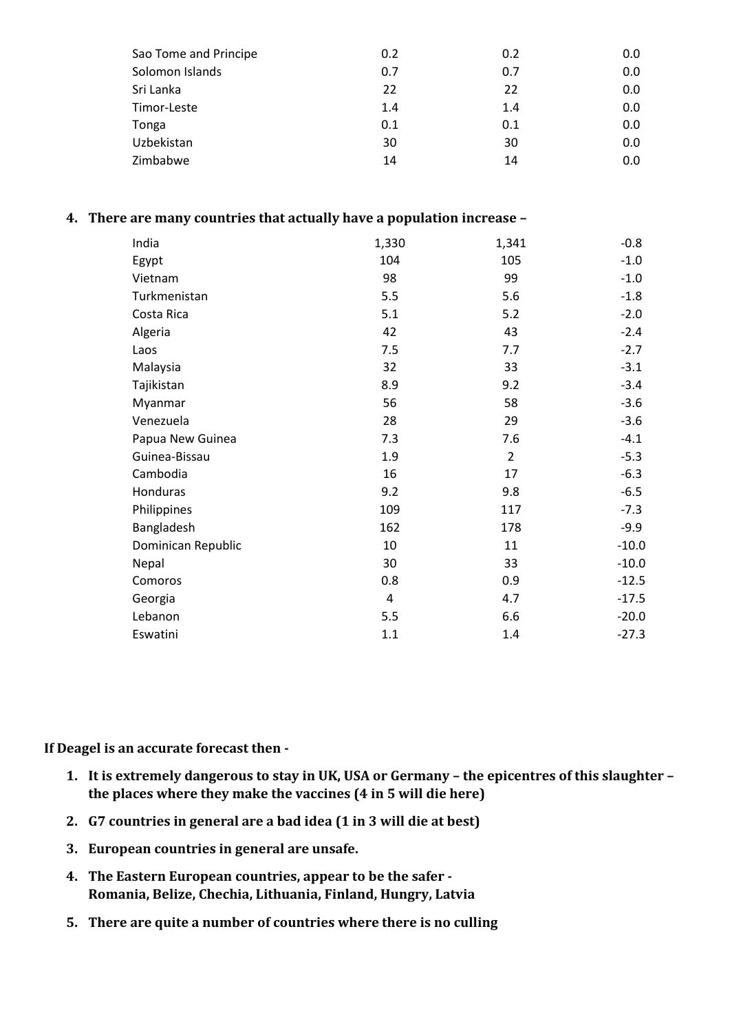| | | | |
|---|---|---|---|
| Sao Tome and Principe | 0.2 | 0.2 | 0.0 |
| Solomon Islands | 0.7 | 0.7 | 0.0 |
| Sri Lanka | 22 | 22 | 0.0 |
| Timor-Leste | 1.4 | 1.4 | 0.0 |
| Tonga | 0.1 | 0.1 | 0.0 |
| Uzbekistan | 30 | 30 | 0.0 |
| Zimbabwe | 14 | 14 | 0.0 |

4. **There are many countries that actually have a population increase –**

| | | | |
|---|---|---|---|
| India | 1,330 | 1,341 | -0.8 |
| Egypt | 104 | 105 | -1.0 |
| Vietnam | 98 | 99 | -1.0 |
| Turkmenistan | 5.5 | 5.6 | -1.8 |
| Costa Rica | 5.1 | 5.2 | -2.0 |
| Algeria | 42 | 43 | -2.4 |
| Laos | 7.5 | 7.7 | -2.7 |
| Malaysia | 32 | 33 | -3.1 |
| Tajikistan | 8.9 | 9.2 | -3.4 |
| Myanmar | 56 | 58 | -3.6 |
| Venezuela | 28 | 29 | -3.6 |
| Papua New Guinea | 7.3 | 7.6 | -4.1 |
| Guinea-Bissau | 1.9 | 2 | -5.3 |
| Cambodia | 16 | 17 | -6.3 |
| Honduras | 9.2 | 9.8 | -6.5 |
| Philippines | 109 | 117 | -7.3 |
| Bangladesh | 162 | 178 | -9.9 |
| Dominican Republic | 10 | 11 | -10.0 |
| Nepal | 30 | 33 | -10.0 |
| Comoros | 0.8 | 0.9 | -12.5 |
| Georgia | 4 | 4.7 | -17.5 |
| Lebanon | 5.5 | 6.6 | -20.0 |
| Eswatini | 1.1 | 1.4 | -27.3 |

**If Deagel is an accurate forecast then -**

1. **It is extremely dangerous to stay in UK, USA or Germany – the epicentres of this slaughter – the places where they make the vaccines (4 in 5 will die here)**
2. **G7 countries in general are a bad idea (1 in 3 will die at best)**
3. **European countries in general are unsafe.**
4. **The Eastern European countries, appear to be the safer - Romania, Belize, Chechia, Lithuania, Finland, Hungry, Latvia**
5. **There are quite a number of countries where there is no culling**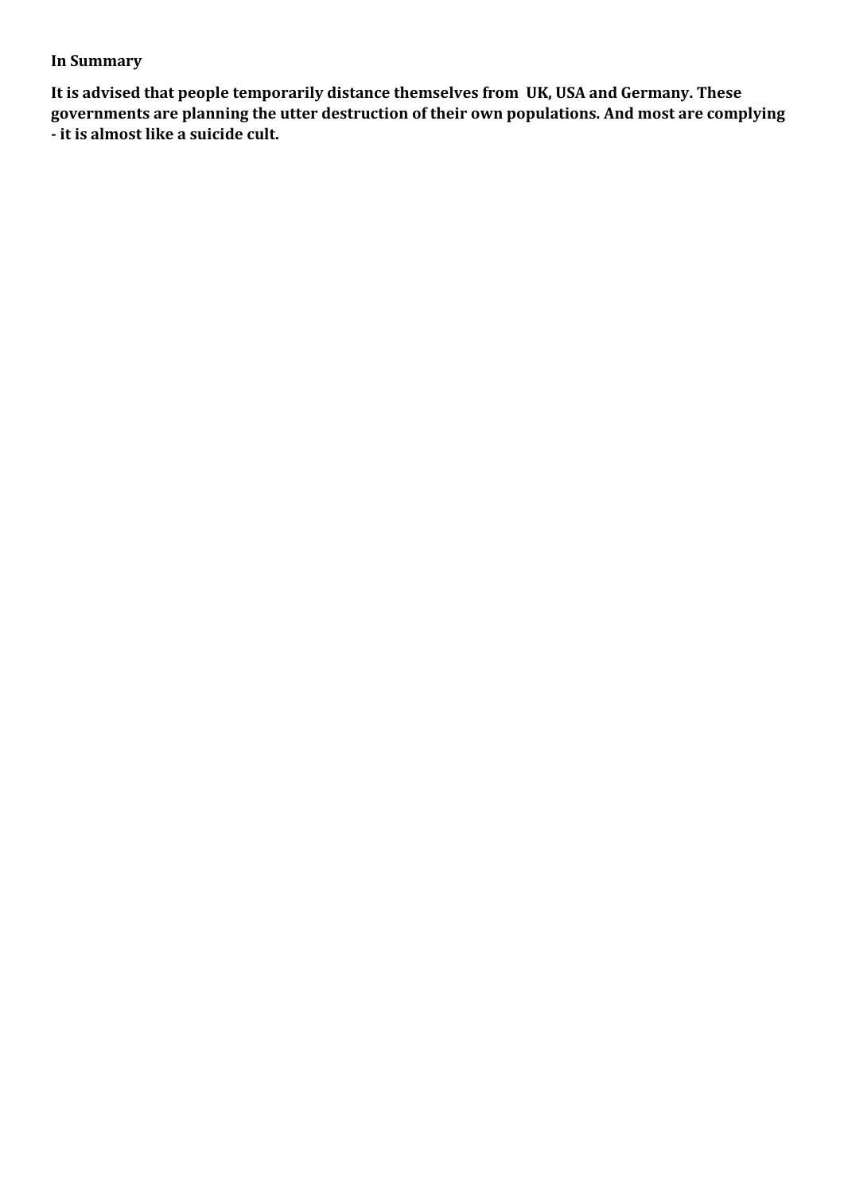**In Summary**

**It is advised that people temporarily distance themselves from UK, USA and Germany. These governments are planning the utter destruction of their own populations. And most are complying - it is almost like a suicide cult.**